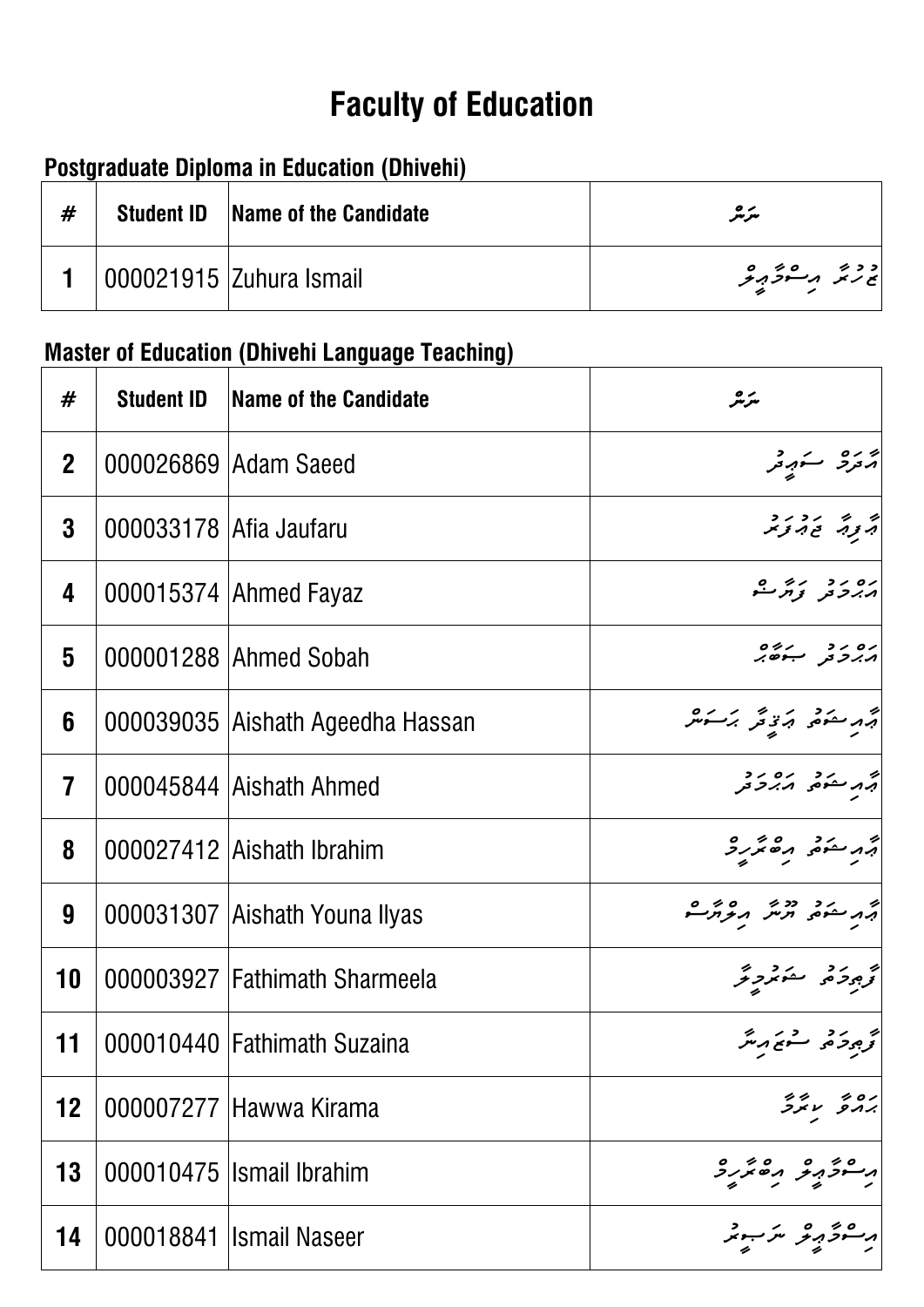# Faculty of Education

## Postgraduate Diploma in Education (Dhivehi)

| # | Student ID | Name of the Candidate | ނަން |
|---|---|---|---|
| 1 | 000021915 | Zuhura Ismail | ޒުހުރާ އިސްމާއީލް |

## Master of Education (Dhivehi Language Teaching)

| # | Student ID | Name of the Candidate | ނަން |
|---|---|---|---|
| 2 | 000026869 | Adam Saeed | އާދަމް ސައީދު |
| 3 | 000033178 | Afia Jaufaru | އާފިޔާ ޖައުފަރު |
| 4 | 000015374 | Ahmed Fayaz | އަހުމަދު ފަޔާޒް |
| 5 | 000001288 | Ahmed Sobah | އަހުމަދު ސޮބާހް |
| 6 | 000039035 | Aishath Ageedha Hassan | އާއިޝަތު އަގީދާ ހަސަން |
| 7 | 000045844 | Aishath Ahmed | އާއިޝަތު އަހުމަދު |
| 8 | 000027412 | Aishath Ibrahim | އާއިޝަތު އިބްރާހީމް |
| 9 | 000031307 | Aishath Youna Ilyas | އާއިޝަތު ޔޫނާ އިލްޔާސް |
| 10 | 000003927 | Fathimath Sharmeela | ފާތިމަތު ޝަރުމީލާ |
| 11 | 000010440 | Fathimath Suzaina | ފާތިމަތު ސުޒައިނާ |
| 12 | 000007277 | Hawwa Kirama | ހައްވާ ކިރާމާ |
| 13 | 000010475 | Ismail Ibrahim | އިސްމާއީލް އިބްރާހީމް |
| 14 | 000018841 | Ismail Naseer | އިސްމާއީލް ނަސީރު |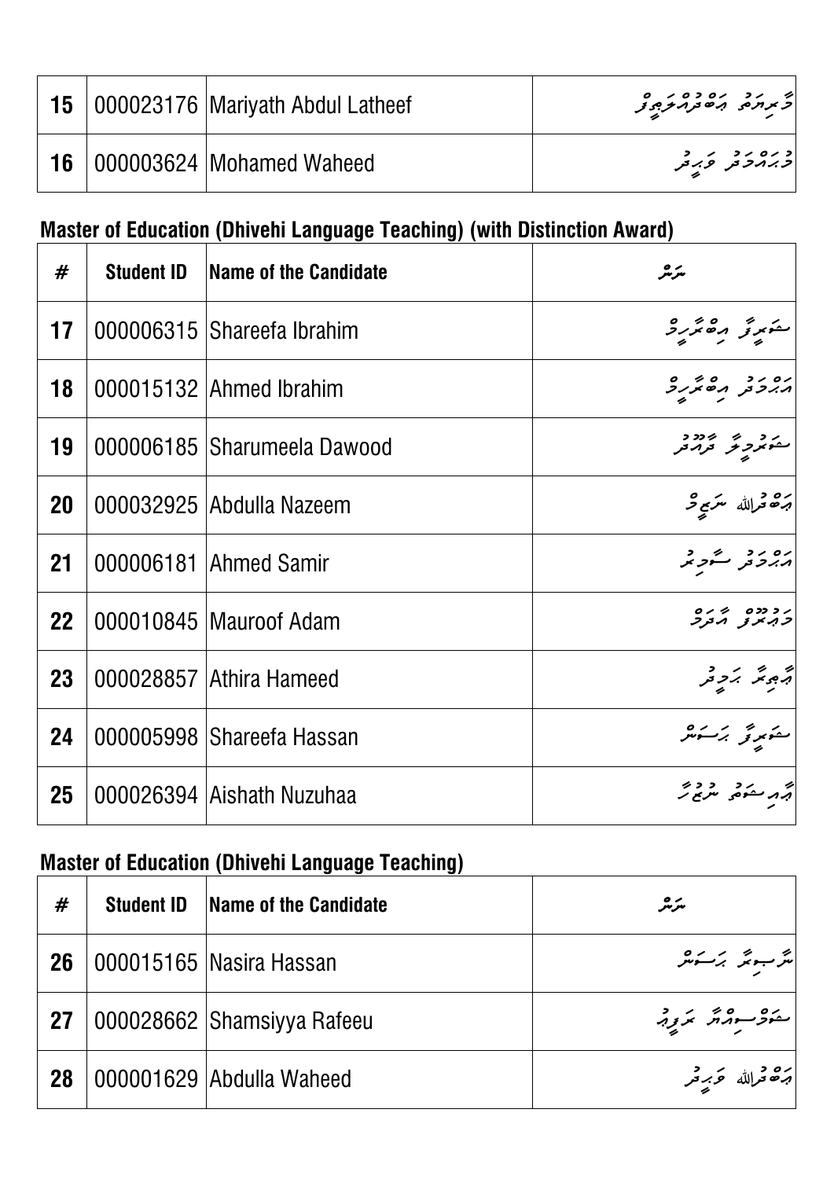| 15 | 000023176 | Mariyath Abdul Latheef | މާރިޔަތު އަބްދުއްލަޠީފް |
|---|---|---|---|
| 16 | 000003624 | Mohamed Waheed | މުޙައްމަދު ވަހީދު |

**Master of Education (Dhivehi Language Teaching) (with Distinction Award)**

| # | Student ID | Name of the Candidate | ނަން |
|---|---|---|---|
| 17 | 000006315 | Shareefa Ibrahim | ޝަރީފާ އިބްރާހީމް |
| 18 | 000015132 | Ahmed Ibrahim | އަޙްމަދު އިބްރާހީމް |
| 19 | 000006185 | Sharumeela Dawood | ޝަރުމީލާ ދާއޫދު |
| 20 | 000032925 | Abdulla Nazeem | ޢަބްދުﷲ ނަޒީމް |
| 21 | 000006181 | Ahmed Samir | އަޙްމަދު ސާމިރު |
| 22 | 000010845 | Mauroof Adam | މައުރޫފް އާދަމް |
| 23 | 000028857 | Athira Hameed | އާތިރާ ހަމީދު |
| 24 | 000005998 | Shareefa Hassan | ޝަރީފާ ޙަސަން |
| 25 | 000026394 | Aishath Nuzuhaa | އާއިޝަތު ނުޒުހާ |

**Master of Education (Dhivehi Language Teaching)**

| # | Student ID | Name of the Candidate | ނަން |
|---|---|---|---|
| 26 | 000015165 | Nasira Hassan | ނާސިރާ ޙަސަން |
| 27 | 000028662 | Shamsiyya Rafeeu | ޝަމްސިއްޔާ ރަފީއު |
| 28 | 000001629 | Abdulla Waheed | ޢަބްދުﷲ ވަހީދު |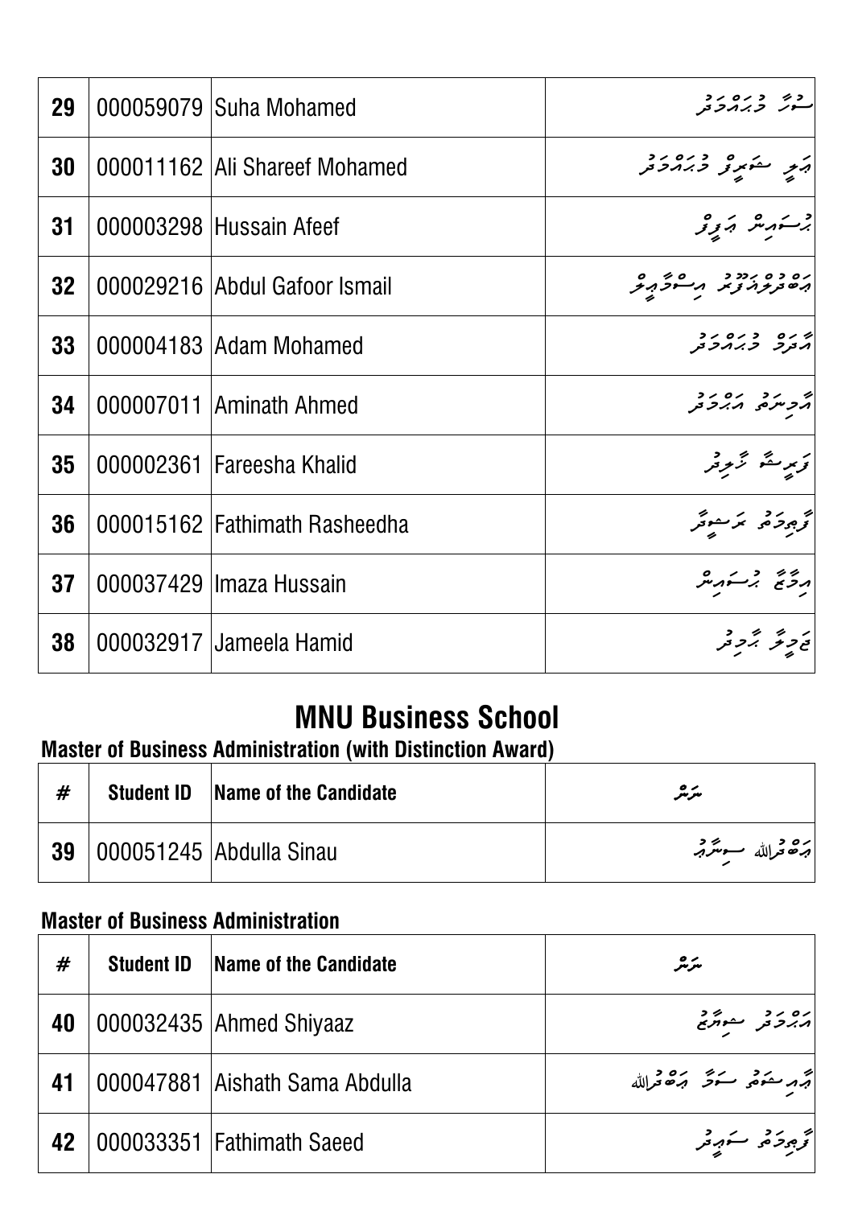| 29 | 000059079 | Suha Mohamed | ސުހާ މުޙައްމަދު |
|---|---|---|---|
| 30 | 000011162 | Ali Shareef Mohamed | އަލީ ޝަރީފް މުޙައްމަދު |
| 31 | 000003298 | Hussain Afeef | ޙުސައިން އަފީފް |
| 32 | 000029216 | Abdul Gafoor Ismail | އަބްދުލްޣަފޫރު އިސްމާޢީލް |
| 33 | 000004183 | Adam Mohamed | އާދަމް މުޙައްމަދު |
| 34 | 000007011 | Aminath Ahmed | އާމިނަތު އަޙްމަދު |
| 35 | 000002361 | Fareesha Khalid | ފަރީޝާ ޚާލިދު |
| 36 | 000015162 | Fathimath Rasheedha | ފާޠިމަތު ރަޝީދާ |
| 37 | 000037429 | Imaza Hussain | އިމާޒާ ޙުސައިން |
| 38 | 000032917 | Jameela Hamid | ޖަމީލާ ޙާމިދު |

# MNU Business School

### Master of Business Administration (with Distinction Award)

| # | Student ID | Name of the Candidate | ނަން |
|---|---|---|---|
| 39 | 000051245 | Abdulla Sinau | އަބްދުﷲ ސިނާއު |

### Master of Business Administration

| # | Student ID | Name of the Candidate | ނަން |
|---|---|---|---|
| 40 | 000032435 | Ahmed Shiyaaz | އަޙްމަދު ޝިޔާޒު |
| 41 | 000047881 | Aishath Sama Abdulla | އާއިޝަތު ސަމާ އަބްދުﷲ |
| 42 | 000033351 | Fathimath Saeed | ފާޠިމަތު ސަޢީދު |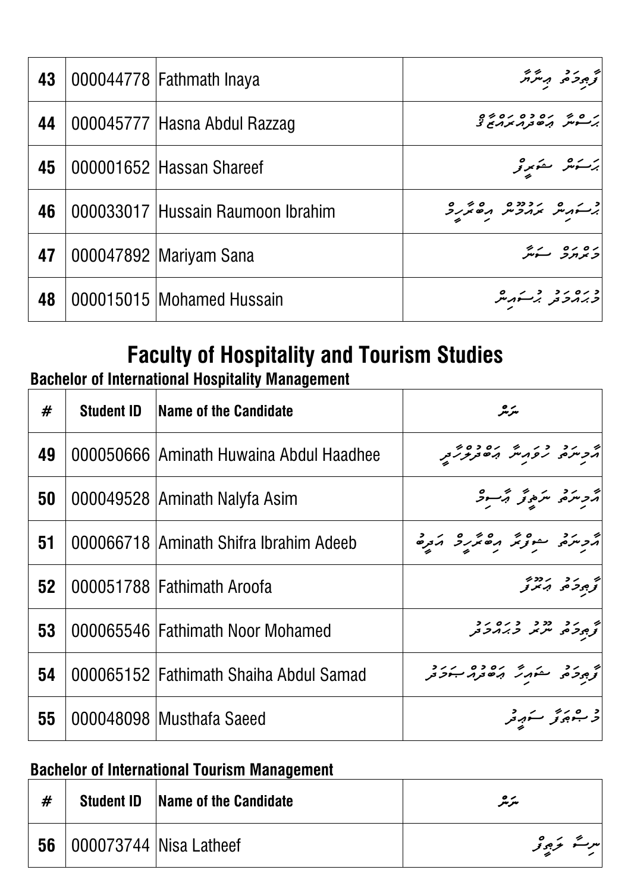| # | Student ID | Name of the Candidate | ނަން |
|---|---|---|---|
| 43 | 000044778 | Fathmath Inaya | ފާތިމަތު އިނާޔާ |
| 44 | 000045777 | Hasna Abdul Razzag | ހަސްނާ އަބްދުލްރައްޒާޤު |
| 45 | 000001652 | Hassan Shareef | ހަސަން ޝަރީފު |
| 46 | 000033017 | Hussain Raumoon Ibrahim | ހުސައިން ރައުމޫން އިބްރާހިމް |
| 47 | 000047892 | Mariyam Sana | މަރިޔަމް ސަނާ |
| 48 | 000015015 | Mohamed Hussain | މުޙައްމަދު ހުސައިން |

# Faculty of Hospitality and Tourism Studies

### Bachelor of International Hospitality Management

| # | Student ID | Name of the Candidate | ނަން |
|---|---|---|---|
| 49 | 000050666 | Aminath Huwaina Abdul Haadhee | އާމިނަތު ހުވައިނާ އަބްދުލްހާދީ |
| 50 | 000049528 | Aminath Nalyfa Asim | އާމިނަތު ނަލީފާ އާސިމް |
| 51 | 000066718 | Aminath Shifra Ibrahim Adeeb | އާމިނަތު ޝިފްރާ އިބްރާހިމް އަދީބު |
| 52 | 000051788 | Fathimath Aroofa | ފާތިމަތު އަރޫފާ |
| 53 | 000065546 | Fathimath Noor Mohamed | ފާތިމަތު ނޫރު މުޙައްމަދު |
| 54 | 000065152 | Fathimath Shaiha Abdul Samad | ފާތިމަތު ޝައިހާ އަބްދުލްޞަމަދު |
| 55 | 000048098 | Musthafa Saeed | މުސްތަފާ ސައީދު |

### Bachelor of International Tourism Management

| # | Student ID | Name of the Candidate | ނަން |
|---|---|---|---|
| 56 | 000073744 | Nisa Latheef | ނިސާ ލަތީފު |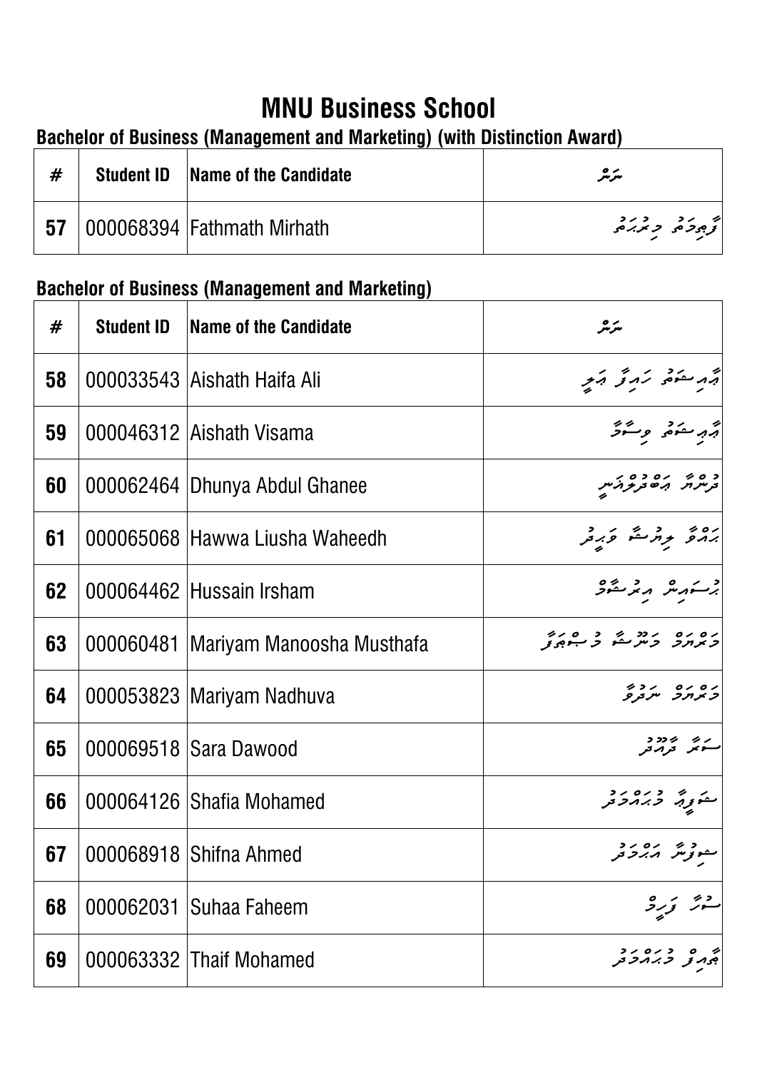# MNU Business School

## Bachelor of Business (Management and Marketing) (with Distinction Award)

| # | Student ID | Name of the Candidate | ނަން |
|---|---|---|---|
| 57 | 000068394 | Fathmath Mirhath | ފާތިމަތު މިރުހަތު |

## Bachelor of Business (Management and Marketing)

| # | Student ID | Name of the Candidate | ނަން |
|---|---|---|---|
| 58 | 000033543 | Aishath Haifa Ali | އާއިޝަތު ހައިފާ ޢަލީ |
| 59 | 000046312 | Aishath Visama | އާއިޝަތު ވިސާމާ |
| 60 | 000062464 | Dhunya Abdul Ghanee | ދުންޔާ ޢަބްދުލްޣަނީ |
| 61 | 000065068 | Hawwa Liusha Waheedh | ހައްވާ ލިއުޝާ ވަހީދު |
| 62 | 000064462 | Hussain Irsham | ހުސައިން އިރުޝާމް |
| 63 | 000060481 | Mariyam Manoosha Musthafa | މަރިޔަމް މަނޫޝާ މުސްތަފާ |
| 64 | 000053823 | Mariyam Nadhuva | މަރިޔަމް ނަދުވާ |
| 65 | 000069518 | Sara Dawood | ސާރާ ދާއޫދު |
| 66 | 000064126 | Shafia Mohamed | ޝަފިއާ މުޙައްމަދު |
| 67 | 000068918 | Shifna Ahmed | ޝިފްނާ އަޙްމަދު |
| 68 | 000062031 | Suhaa Faheem | ސުހާ ފަހީމް |
| 69 | 000063332 | Thaif Mohamed | ޠާއިފް މުޙައްމަދު |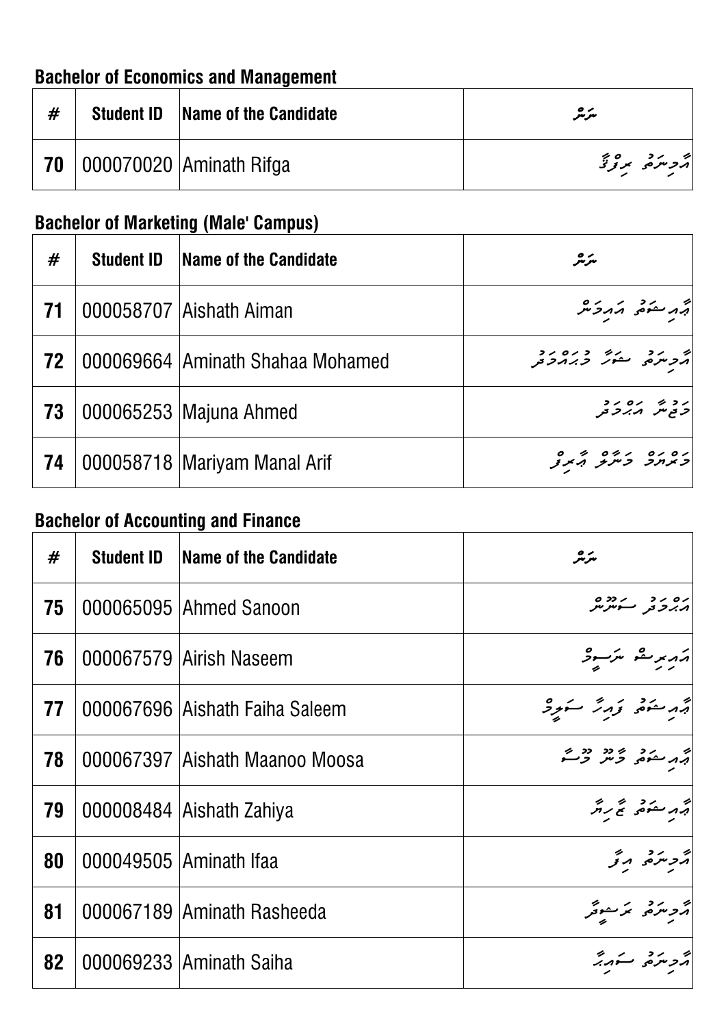### Bachelor of Economics and Management

| # | Student ID | Name of the Candidate | ނަން |
|---|---|---|---|
| 70 | 000070020 | Aminath Rifga | އާމިނަތު ރިފްގާ |

### Bachelor of Marketing (Male' Campus)

| # | Student ID | Name of the Candidate | ނަން |
|---|---|---|---|
| 71 | 000058707 | Aishath Aiman | އާއިޝަތު އައިމަން |
| 72 | 000069664 | Aminath Shahaa Mohamed | އާމިނަތު ޝަހާ މުހައްމަދު |
| 73 | 000065253 | Majuna Ahmed | މަޖުނާ އަޙްމަދު |
| 74 | 000058718 | Mariyam Manal Arif | މަރްޔަމް މަނާލް އާރިފް |

### Bachelor of Accounting and Finance

| # | Student ID | Name of the Candidate | ނަން |
|---|---|---|---|
| 75 | 000065095 | Ahmed Sanoon | އަޙްމަދު ސަނޫން |
| 76 | 000067579 | Airish Naseem | އައިރިޝް ނަސީމް |
| 77 | 000067696 | Aishath Faiha Saleem | އާއިޝަތު ފައިހާ ސަލީމް |
| 78 | 000067397 | Aishath Maanoo Moosa | އާއިޝަތު މާނޫ މޫސާ |
| 79 | 000008484 | Aishath Zahiya | އާއިޝަތު ޒާހިޔާ |
| 80 | 000049505 | Aminath Ifaa | އާމިނަތު އިފާ |
| 81 | 000067189 | Aminath Rasheeda | އާމިނަތު ރަޝީދާ |
| 82 | 000069233 | Aminath Saiha | އާމިނަތު ސައިހާ |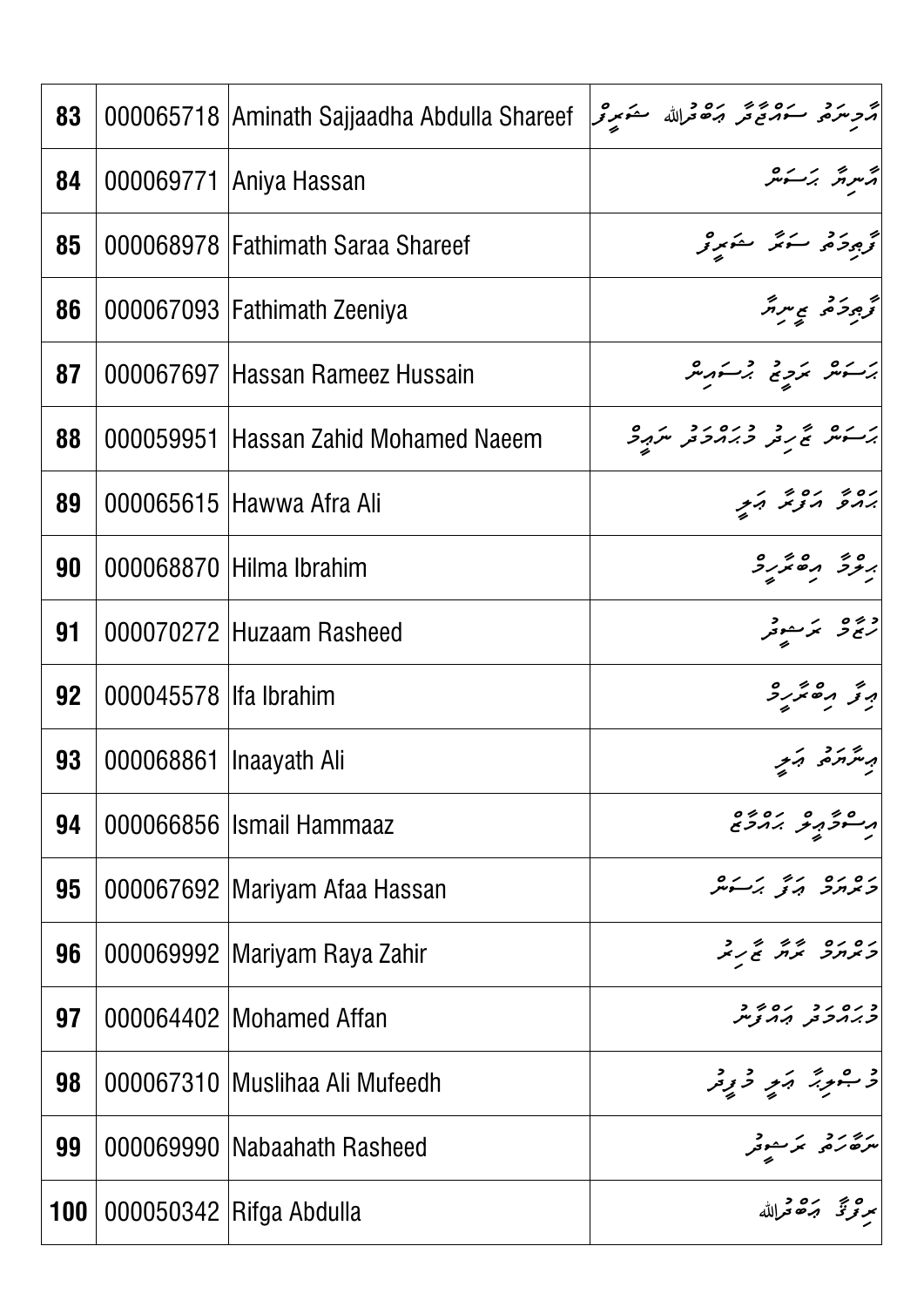| 83 | 000065718 | Aminath Sajjaadha Abdulla Shareef | އާމިނަތު ސަޖްޖާދާ ޢަބްދުﷲ ޝަރީފް |
|---|---|---|---|
| 84 | 000069771 | Aniya Hassan | އާނިޔާ ޙަސަން |
| 85 | 000068978 | Fathimath Saraa Shareef | ފާތިމަތު ސަރާ ޝަރީފް |
| 86 | 000067093 | Fathimath Zeeniya | ފާތިމަތު ޒީނިޔާ |
| 87 | 000067697 | Hassan Rameez Hussain | ޙަސަން ރަމީޒް ޙުސައިން |
| 88 | 000059951 | Hassan Zahid Mohamed Naeem | ޙަސަން ޒާހިދު މުޙައްމަދު ނަޢީމް |
| 89 | 000065615 | Hawwa Afra Ali | ޙައްވާ އަފްރާ ޢަލީ |
| 90 | 000068870 | Hilma Ibrahim | ހިލްމާ އިބްރާހީމް |
| 91 | 000070272 | Huzaam Rasheed | ހުޒާމް ރަޝީދު |
| 92 | 000045578 | Ifa Ibrahim | އިފާ އިބްރާހީމް |
| 93 | 000068861 | Inaayath Ali | އިނާޔަތު ޢަލީ |
| 94 | 000066856 | Ismail Hammaaz | އިސްމާޢީލް ހައްމާޒް |
| 95 | 000067692 | Mariyam Afaa Hassan | މަރްޔަމް އަފާ ޙަސަން |
| 96 | 000069992 | Mariyam Raya Zahir | މަރްޔަމް ރަޔާ ޒާހިރު |
| 97 | 000064402 | Mohamed Affan | މުޙައްމަދު އައްފާން |
| 98 | 000067310 | Muslihaa Ali Mufeedh | މުސްލިހާ ޢަލީ މުފީދު |
| 99 | 000069990 | Nabaahath Rasheed | ނަބާހަތު ރަޝީދު |
| 100 | 000050342 | Rifga Abdulla | ރިފްގާ ޢަބްދުﷲ |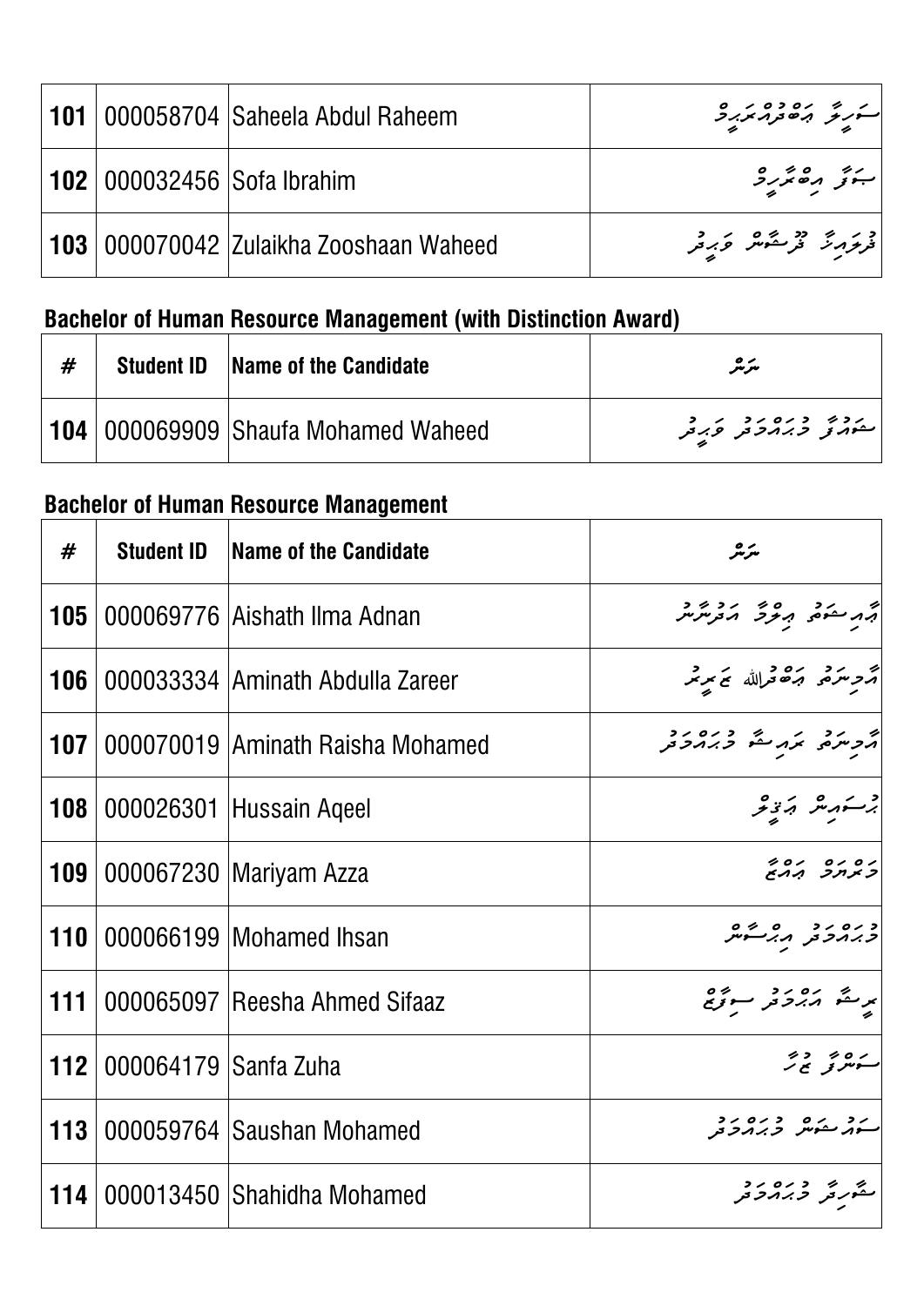| | | | |
|---|---|---|---|
| **101** | 000058704 | Saheela Abdul Raheem | ސަހީލާ އަބްދުއްރަހީމް |
| **102** | 000032456 | Sofa Ibrahim | ސޯފާ އިބްރާހީމް |
| **103** | 000070042 | Zulaikha Zooshaan Waheed | ޒުލައިޚާ ޒޫޝާން ވަހީދު |

## Bachelor of Human Resource Management (with Distinction Award)

| # | Student ID | Name of the Candidate | ނަން |
|---|---|---|---|
| **104** | 000069909 | Shaufa Mohamed Waheed | ޝައުފާ މުޙައްމަދު ވަހީދު |

## Bachelor of Human Resource Management

| # | Student ID | Name of the Candidate | ނަން |
|---|---|---|---|
| **105** | 000069776 | Aishath Ilma Adnan | އާއިޝަތު އިލްމާ އަދުނާން |
| **106** | 000033334 | Aminath Abdulla Zareer | އާމިނަތު އަބްދުﷲ ޒަރީރު |
| **107** | 000070019 | Aminath Raisha Mohamed | އާމިނަތު ރައިޝާ މުޙައްމަދު |
| **108** | 000026301 | Hussain Aqeel | ޙުސައިން އަޤީލް |
| **109** | 000067230 | Mariyam Azza | މަރިޔަމް އައްޒާ |
| **110** | 000066199 | Mohamed Ihsan | މުޙައްމަދު އިޙްސާން |
| **111** | 000065097 | Reesha Ahmed Sifaaz | ރީޝާ އަޙްމަދު ސިފާޒް |
| **112** | 000064179 | Sanfa Zuha | ސަންފާ ޒުހާ |
| **113** | 000059764 | Saushan Mohamed | ސައުޝަން މުޙައްމަދު |
| **114** | 000013450 | Shahidha Mohamed | ޝާހިދާ މުޙައްމަދު |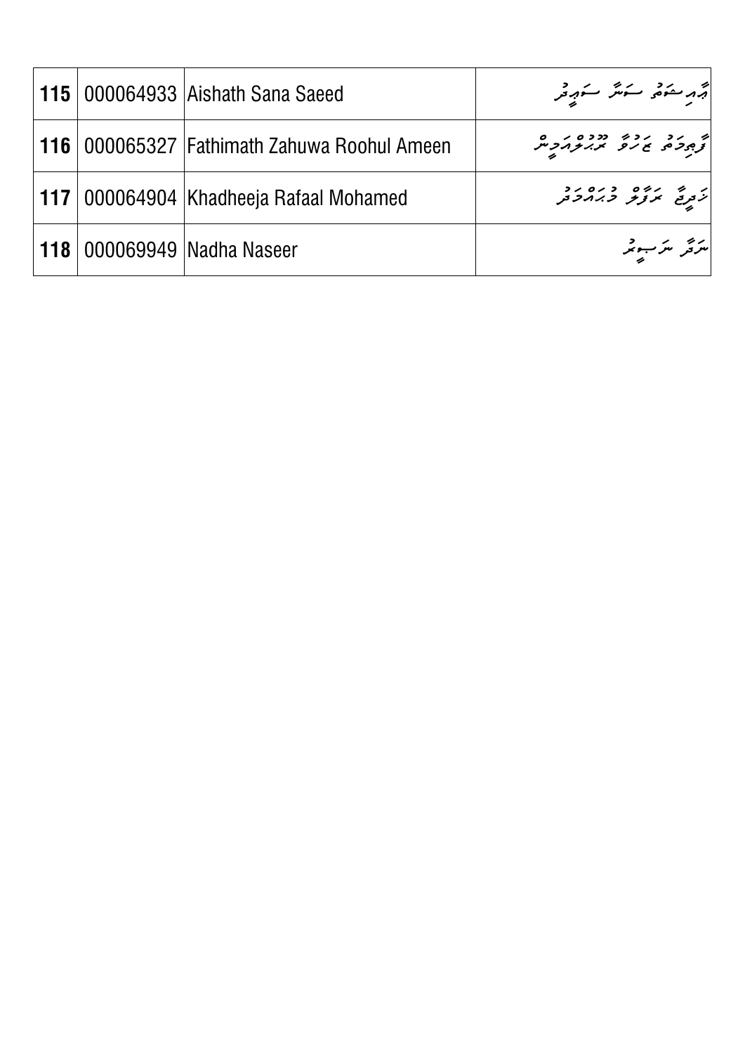| | | | |
|---|---|---|---|
| **115** | 000064933 | Aishath Sana Saeed | އާއިޝަތު ސަނާ ސައީދު |
| **116** | 000065327 | Fathimath Zahuwa Roohul Ameen | ފާތިމަތު ޒަހުވާ ރޫހުލްއަމީން |
| **117** | 000064904 | Khadheeja Rafaal Mohamed | ޚަދީޖާ ރަފާލް މުޙައްމަދު |
| **118** | 000069949 | Nadha Naseer | ނަދާ ނަސީރު |